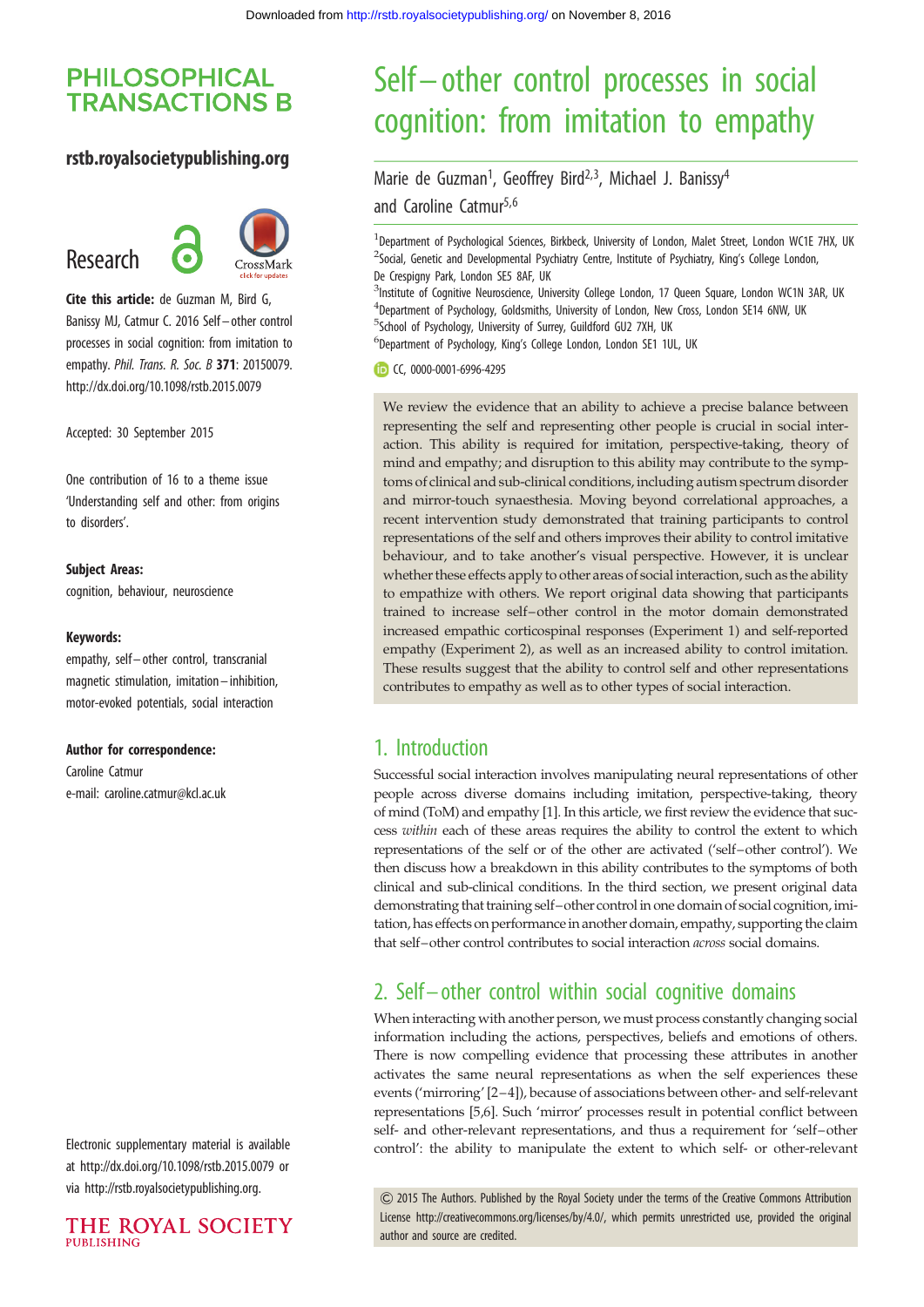# Self–other control processes in social cognition: from imitation to empathy

Marie de Guzman[1], Geoffrey Bird[2,3], Michael J. Banissy[4] and Caroline Catmur[5,6]

[1]Department of Psychological Sciences, Birkbeck, University of London, Malet Street, London WC1E 7HX, UK
[2]Social, Genetic and Developmental Psychiatry Centre, Institute of Psychiatry, King's College London, De Crespigny Park, London SE5 8AF, UK
[3]Institute of Cognitive Neuroscience, University College London, 17 Queen Square, London WC1N 3AR, UK
[4]Department of Psychology, Goldsmiths, University of London, New Cross, London SE14 6NW, UK
[5]School of Psychology, University of Surrey, Guildford GU2 7XH, UK
[6]Department of Psychology, King's College London, London SE1 1UL, UK

CC, 0000-0001-6996-4295

**Cite this article:** de Guzman M, Bird G, Banissy MJ, Catmur C. 2016 Self–other control processes in social cognition: from imitation to empathy. *Phil. Trans. R. Soc. B* **371**: 20150079. http://dx.doi.org/10.1098/rstb.2015.0079

Accepted: 30 September 2015

One contribution of 16 to a theme issue 'Understanding self and other: from origins to disorders'.

**Subject Areas:**
cognition, behaviour, neuroscience

**Keywords:**
empathy, self–other control, transcranial magnetic stimulation, imitation–inhibition, motor-evoked potentials, social interaction

**Author for correspondence:**
Caroline Catmur
e-mail: caroline.catmur@kcl.ac.uk

Electronic supplementary material is available at http://dx.doi.org/10.1098/rstb.2015.0079 or via http://rstb.royalsocietypublishing.org.

We review the evidence that an ability to achieve a precise balance between representing the self and representing other people is crucial in social interaction. This ability is required for imitation, perspective-taking, theory of mind and empathy; and disruption to this ability may contribute to the symptoms of clinical and sub-clinical conditions, including autism spectrum disorder and mirror-touch synaesthesia. Moving beyond correlational approaches, a recent intervention study demonstrated that training participants to control representations of the self and others improves their ability to control imitative behaviour, and to take another's visual perspective. However, it is unclear whether these effects apply to other areas of social interaction, such as the ability to empathize with others. We report original data showing that participants trained to increase self–other control in the motor domain demonstrated increased empathic corticospinal responses (Experiment 1) and self-reported empathy (Experiment 2), as well as an increased ability to control imitation. These results suggest that the ability to control self and other representations contributes to empathy as well as to other types of social interaction.

## 1. Introduction

Successful social interaction involves manipulating neural representations of other people across diverse domains including imitation, perspective-taking, theory of mind (ToM) and empathy [1]. In this article, we first review the evidence that success *within* each of these areas requires the ability to control the extent to which representations of the self or of the other are activated ('self–other control'). We then discuss how a breakdown in this ability contributes to the symptoms of both clinical and sub-clinical conditions. In the third section, we present original data demonstrating that training self–other control in one domain of social cognition, imitation, has effects on performance in another domain, empathy, supporting the claim that self–other control contributes to social interaction *across* social domains.

## 2. Self–other control within social cognitive domains

When interacting with another person, we must process constantly changing social information including the actions, perspectives, beliefs and emotions of others. There is now compelling evidence that processing these attributes in another activates the same neural representations as when the self experiences these events ('mirroring' [2–4]), because of associations between other- and self-relevant representations [5,6]. Such 'mirror' processes result in potential conflict between self- and other-relevant representations, and thus a requirement for 'self–other control': the ability to manipulate the extent to which self- or other-relevant

© 2015 The Authors. Published by the Royal Society under the terms of the Creative Commons Attribution License http://creativecommons.org/licenses/by/4.0/, which permits unrestricted use, provided the original author and source are credited.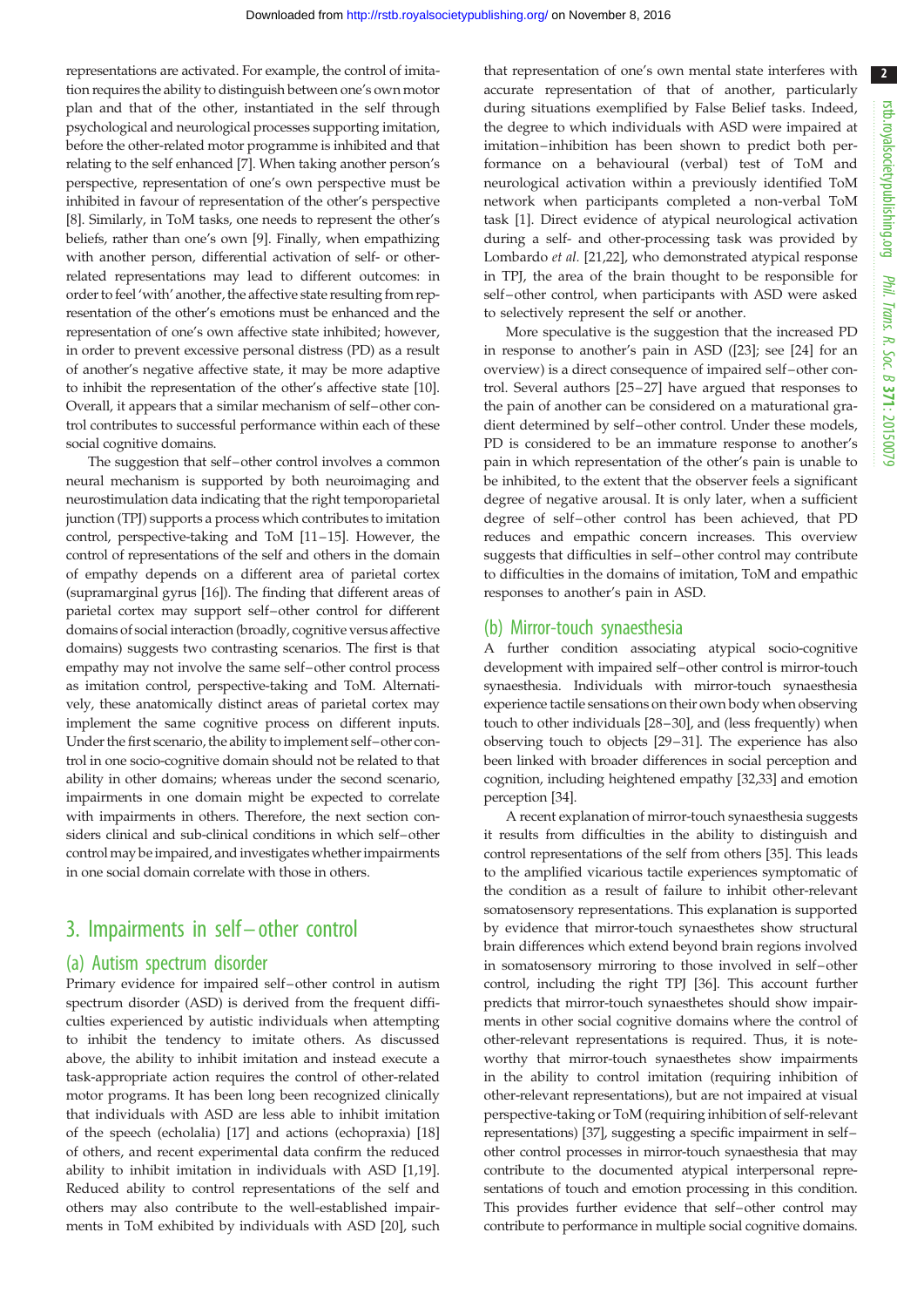representations are activated. For example, the control of imitation requires the ability to distinguish between one's own motor plan and that of the other, instantiated in the self through psychological and neurological processes supporting imitation, before the other-related motor programme is inhibited and that relating to the self enhanced [7]. When taking another person's perspective, representation of one's own perspective must be inhibited in favour of representation of the other's perspective [8]. Similarly, in ToM tasks, one needs to represent the other's beliefs, rather than one's own [9]. Finally, when empathizing with another person, differential activation of self- or other-related representations may lead to different outcomes: in order to feel 'with' another, the affective state resulting from representation of the other's emotions must be enhanced and the representation of one's own affective state inhibited; however, in order to prevent excessive personal distress (PD) as a result of another's negative affective state, it may be more adaptive to inhibit the representation of the other's affective state [10]. Overall, it appears that a similar mechanism of self–other control contributes to successful performance within each of these social cognitive domains.

The suggestion that self–other control involves a common neural mechanism is supported by both neuroimaging and neurostimulation data indicating that the right temporoparietal junction (TPJ) supports a process which contributes to imitation control, perspective-taking and ToM [11–15]. However, the control of representations of the self and others in the domain of empathy depends on a different area of parietal cortex (supramarginal gyrus [16]). The finding that different areas of parietal cortex may support self–other control for different domains of social interaction (broadly, cognitive versus affective domains) suggests two contrasting scenarios. The first is that empathy may not involve the same self–other control process as imitation control, perspective-taking and ToM. Alternatively, these anatomically distinct areas of parietal cortex may implement the same cognitive process on different inputs. Under the first scenario, the ability to implement self–other control in one socio-cognitive domain should not be related to that ability in other domains; whereas under the second scenario, impairments in one domain might be expected to correlate with impairments in others. Therefore, the next section considers clinical and sub-clinical conditions in which self–other control may be impaired, and investigates whether impairments in one social domain correlate with those in others.

## 3. Impairments in self–other control

### (a) Autism spectrum disorder

Primary evidence for impaired self–other control in autism spectrum disorder (ASD) is derived from the frequent difficulties experienced by autistic individuals when attempting to inhibit the tendency to imitate others. As discussed above, the ability to inhibit imitation and instead execute a task-appropriate action requires the control of other-related motor programs. It has been long been recognized clinically that individuals with ASD are less able to inhibit imitation of the speech (echolalia) [17] and actions (echopraxia) [18] of others, and recent experimental data confirm the reduced ability to inhibit imitation in individuals with ASD [1,19]. Reduced ability to control representations of the self and others may also contribute to the well-established impairments in ToM exhibited by individuals with ASD [20], such that representation of one's own mental state interferes with accurate representation of that of another, particularly during situations exemplified by False Belief tasks. Indeed, the degree to which individuals with ASD were impaired at imitation–inhibition has been shown to predict both performance on a behavioural (verbal) test of ToM and neurological activation within a previously identified ToM network when participants completed a non-verbal ToM task [1]. Direct evidence of atypical neurological activation during a self- and other-processing task was provided by Lombardo *et al.* [21,22], who demonstrated atypical response in TPJ, the area of the brain thought to be responsible for self–other control, when participants with ASD were asked to selectively represent the self or another.

More speculative is the suggestion that the increased PD in response to another's pain in ASD ([23]; see [24] for an overview) is a direct consequence of impaired self–other control. Several authors [25–27] have argued that responses to the pain of another can be considered on a maturational gradient determined by self–other control. Under these models, PD is considered to be an immature response to another's pain in which representation of the other's pain is unable to be inhibited, to the extent that the observer feels a significant degree of negative arousal. It is only later, when a sufficient degree of self–other control has been achieved, that PD reduces and empathic concern increases. This overview suggests that difficulties in self–other control may contribute to difficulties in the domains of imitation, ToM and empathic responses to another's pain in ASD.

### (b) Mirror-touch synaesthesia

A further condition associating atypical socio-cognitive development with impaired self–other control is mirror-touch synaesthesia. Individuals with mirror-touch synaesthesia experience tactile sensations on their own body when observing touch to other individuals [28–30], and (less frequently) when observing touch to objects [29–31]. The experience has also been linked with broader differences in social perception and cognition, including heightened empathy [32,33] and emotion perception [34].

A recent explanation of mirror-touch synaesthesia suggests it results from difficulties in the ability to distinguish and control representations of the self from others [35]. This leads to the amplified vicarious tactile experiences symptomatic of the condition as a result of failure to inhibit other-relevant somatosensory representations. This explanation is supported by evidence that mirror-touch synaesthetes show structural brain differences which extend beyond brain regions involved in somatosensory mirroring to those involved in self–other control, including the right TPJ [36]. This account further predicts that mirror-touch synaesthetes should show impairments in other social cognitive domains where the control of other-relevant representations is required. Thus, it is noteworthy that mirror-touch synaesthetes show impairments in the ability to control imitation (requiring inhibition of other-relevant representations), but are not impaired at visual perspective-taking or ToM (requiring inhibition of self-relevant representations) [37], suggesting a specific impairment in self–other control processes in mirror-touch synaesthesia that may contribute to the documented atypical interpersonal representations of touch and emotion processing in this condition. This provides further evidence that self–other control may contribute to performance in multiple social cognitive domains.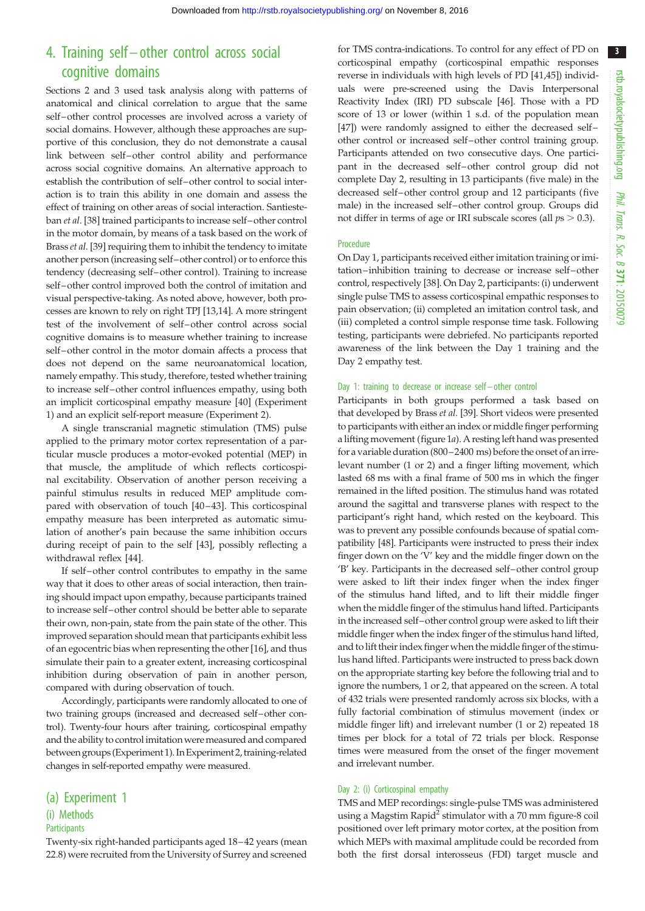## 4. Training self–other control across social cognitive domains

Sections 2 and 3 used task analysis along with patterns of anatomical and clinical correlation to argue that the same self–other control processes are involved across a variety of social domains. However, although these approaches are supportive of this conclusion, they do not demonstrate a causal link between self–other control ability and performance across social cognitive domains. An alternative approach to establish the contribution of self–other control to social interaction is to train this ability in one domain and assess the effect of training on other areas of social interaction. Santiesteban *et al*. [38] trained participants to increase self–other control in the motor domain, by means of a task based on the work of Brass *et al*. [39] requiring them to inhibit the tendency to imitate another person (increasing self–other control) or to enforce this tendency (decreasing self–other control). Training to increase self–other control improved both the control of imitation and visual perspective-taking. As noted above, however, both processes are known to rely on right TPJ [13,14]. A more stringent test of the involvement of self–other control across social cognitive domains is to measure whether training to increase self–other control in the motor domain affects a process that does not depend on the same neuroanatomical location, namely empathy. This study, therefore, tested whether training to increase self–other control influences empathy, using both an implicit corticospinal empathy measure [40] (Experiment 1) and an explicit self-report measure (Experiment 2).

A single transcranial magnetic stimulation (TMS) pulse applied to the primary motor cortex representation of a particular muscle produces a motor-evoked potential (MEP) in that muscle, the amplitude of which reflects corticospinal excitability. Observation of another person receiving a painful stimulus results in reduced MEP amplitude compared with observation of touch [40–43]. This corticospinal empathy measure has been interpreted as automatic simulation of another's pain because the same inhibition occurs during receipt of pain to the self [43], possibly reflecting a withdrawal reflex [44].

If self–other control contributes to empathy in the same way that it does to other areas of social interaction, then training should impact upon empathy, because participants trained to increase self–other control should be better able to separate their own, non-pain, state from the pain state of the other. This improved separation should mean that participants exhibit less of an egocentric bias when representing the other [16], and thus simulate their pain to a greater extent, increasing corticospinal inhibition during observation of pain in another person, compared with during observation of touch.

Accordingly, participants were randomly allocated to one of two training groups (increased and decreased self–other control). Twenty-four hours after training, corticospinal empathy and the ability to control imitation were measured and compared between groups (Experiment 1). In Experiment 2, training-related changes in self-reported empathy were measured.

### (a) Experiment 1

#### (i) Methods

##### Participants

Twenty-six right-handed participants aged 18–42 years (mean 22.8) were recruited from the University of Surrey and screened for TMS contra-indications. To control for any effect of PD on corticospinal empathy (corticospinal empathic responses reverse in individuals with high levels of PD [41,45]) individuals were pre-screened using the Davis Interpersonal Reactivity Index (IRI) PD subscale [46]. Those with a PD score of 13 or lower (within 1 s.d. of the population mean [47]) were randomly assigned to either the decreased self–other control or increased self–other control training group. Participants attended on two consecutive days. One participant in the decreased self–other control group did not complete Day 2, resulting in 13 participants (five male) in the decreased self–other control group and 12 participants (five male) in the increased self–other control group. Groups did not differ in terms of age or IRI subscale scores (all $ps > 0.3$).

##### Procedure

On Day 1, participants received either imitation training or imitation–inhibition training to decrease or increase self–other control, respectively [38]. On Day 2, participants: (i) underwent single pulse TMS to assess corticospinal empathic responses to pain observation; (ii) completed an imitation control task, and (iii) completed a control simple response time task. Following testing, participants were debriefed. No participants reported awareness of the link between the Day 1 training and the Day 2 empathy test.

##### Day 1: training to decrease or increase self–other control

Participants in both groups performed a task based on that developed by Brass *et al*. [39]. Short videos were presented to participants with either an index or middle finger performing a lifting movement (figure 1*a*). A resting left hand was presented for a variable duration (800–2400 ms) before the onset of an irrelevant number (1 or 2) and a finger lifting movement, which lasted 68 ms with a final frame of 500 ms in which the finger remained in the lifted position. The stimulus hand was rotated around the sagittal and transverse planes with respect to the participant's right hand, which rested on the keyboard. This was to prevent any possible confounds because of spatial compatibility [48]. Participants were instructed to press their index finger down on the 'V' key and the middle finger down on the 'B' key. Participants in the decreased self–other control group were asked to lift their index finger when the index finger of the stimulus hand lifted, and to lift their middle finger when the middle finger of the stimulus hand lifted. Participants in the increased self–other control group were asked to lift their middle finger when the index finger of the stimulus hand lifted, and to lift their index finger when the middle finger of the stimulus hand lifted. Participants were instructed to press back down on the appropriate starting key before the following trial and to ignore the numbers, 1 or 2, that appeared on the screen. A total of 432 trials were presented randomly across six blocks, with a fully factorial combination of stimulus movement (index or middle finger lift) and irrelevant number (1 or 2) repeated 18 times per block for a total of 72 trials per block. Response times were measured from the onset of the finger movement and irrelevant number.

##### Day 2: (i) Corticospinal empathy

TMS and MEP recordings: single-pulse TMS was administered using a Magstim Rapid[2] stimulator with a 70 mm figure-8 coil positioned over left primary motor cortex, at the position from which MEPs with maximal amplitude could be recorded from both the first dorsal interosseus (FDI) target muscle and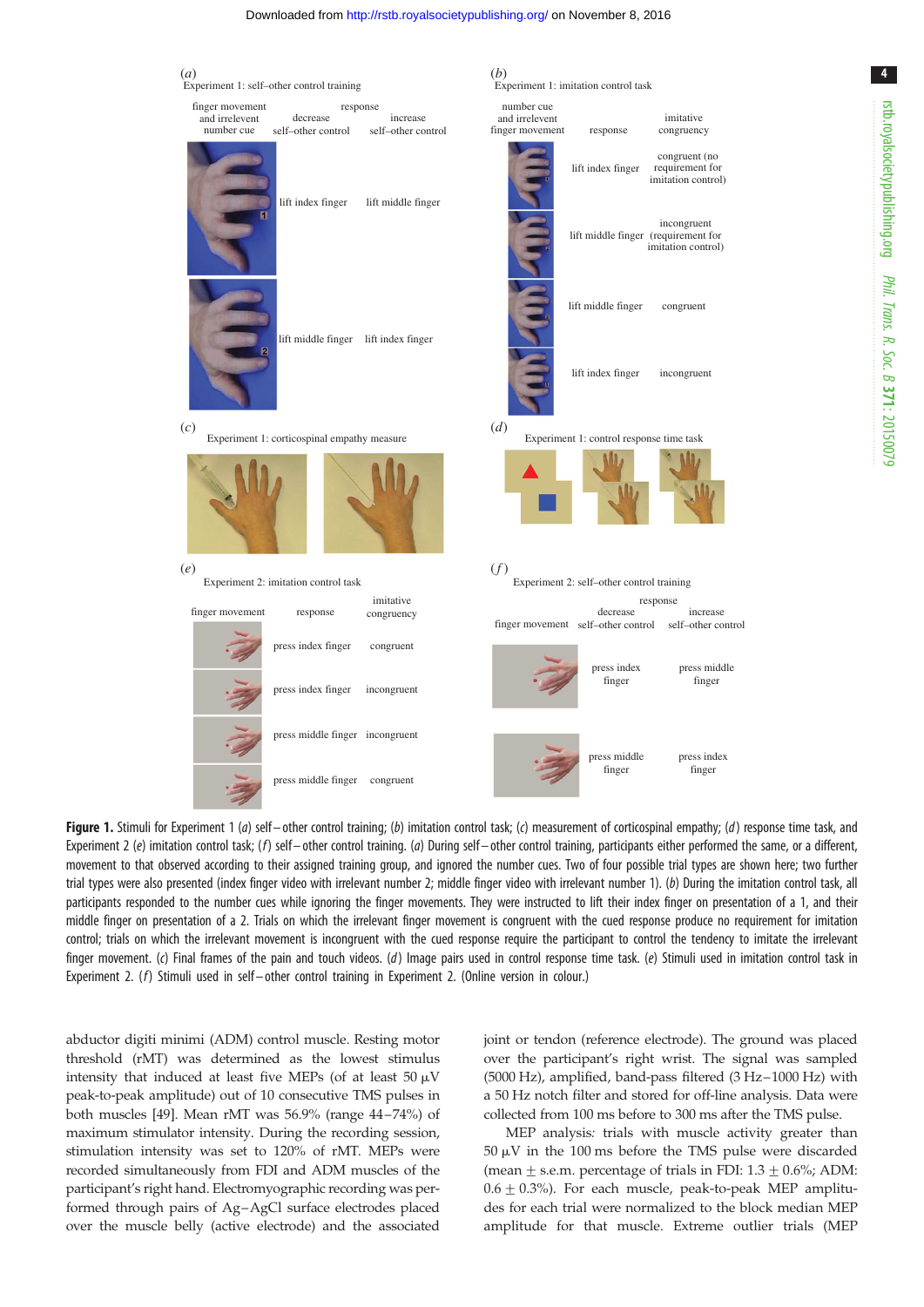Experiment 1: self–other control training

| finger movement and irrelevent number cue | decrease self–other control | increase self–other control |
| --- | --- | --- |
| (image) | lift index finger | lift middle finger |
| (image) | lift middle finger | lift index finger |

Experiment 1: imitation control task

| number cue and irrelevent finger movement | response | imitative congruency |
| --- | --- | --- |
| (image) | lift index finger | congruent (no requirement for imitation control) |
| (image) | lift middle finger | incongruent (requirement for imitation control) |
| (image) | lift middle finger | congruent |
| (image) | lift index finger | incongruent |

Experiment 1: corticospinal empathy measure

Experiment 1: control response time task

Experiment 2: imitation control task

| finger movement | response | imitative congruency |
| --- | --- | --- |
| (image) | press index finger | congruent |
| (image) | press index finger | incongruent |
| (image) | press middle finger | incongruent |
| (image) | press middle finger | congruent |

Experiment 2: self–other control training

| finger movement | decrease self–other control | increase self–other control |
| --- | --- | --- |
| (image) | press index finger | press middle finger |
| (image) | press middle finger | press index finger |

**Figure 1.** Stimuli for Experiment 1 (*a*) self–other control training; (*b*) imitation control task; (*c*) measurement of corticospinal empathy; (*d*) response time task, and Experiment 2 (*e*) imitation control task; (*f*) self–other control training. (*a*) During self–other control training, participants either performed the same, or a different, movement to that observed according to their assigned training group, and ignored the number cues. Two of four possible trial types are shown here; two further trial types were also presented (index finger video with irrelevant number 2; middle finger video with irrelevant number 1). (*b*) During the imitation control task, all participants responded to the number cues while ignoring the finger movements. They were instructed to lift their index finger on presentation of a 1, and their middle finger on presentation of a 2. Trials on which the irrelevant finger movement is congruent with the cued response produce no requirement for imitation control; trials on which the irrelevant movement is incongruent with the cued response require the participant to control the tendency to imitate the irrelevant finger movement. (*c*) Final frames of the pain and touch videos. (*d*) Image pairs used in control response time task. (*e*) Stimuli used in imitation control task in Experiment 2. (*f*) Stimuli used in self–other control training in Experiment 2. (Online version in colour.)

abductor digiti minimi (ADM) control muscle. Resting motor threshold (rMT) was determined as the lowest stimulus intensity that induced at least five MEPs (of at least 50 µV peak-to-peak amplitude) out of 10 consecutive TMS pulses in both muscles [49]. Mean rMT was 56.9% (range 44–74%) of maximum stimulator intensity. During the recording session, stimulation intensity was set to 120% of rMT. MEPs were recorded simultaneously from FDI and ADM muscles of the participant's right hand. Electromyographic recording was performed through pairs of Ag–AgCl surface electrodes placed over the muscle belly (active electrode) and the associated joint or tendon (reference electrode). The ground was placed over the participant's right wrist. The signal was sampled (5000 Hz), amplified, band-pass filtered (3 Hz–1000 Hz) with a 50 Hz notch filter and stored for off-line analysis. Data were collected from 100 ms before to 300 ms after the TMS pulse.

*MEP analysis:* trials with muscle activity greater than 50 µV in the 100 ms before the TMS pulse were discarded (mean ± s.e.m. percentage of trials in FDI: 1.3 ± 0.6%; ADM: 0.6 ± 0.3%). For each muscle, peak-to-peak MEP amplitudes for each trial were normalized to the block median MEP amplitude for that muscle. Extreme outlier trials (MEP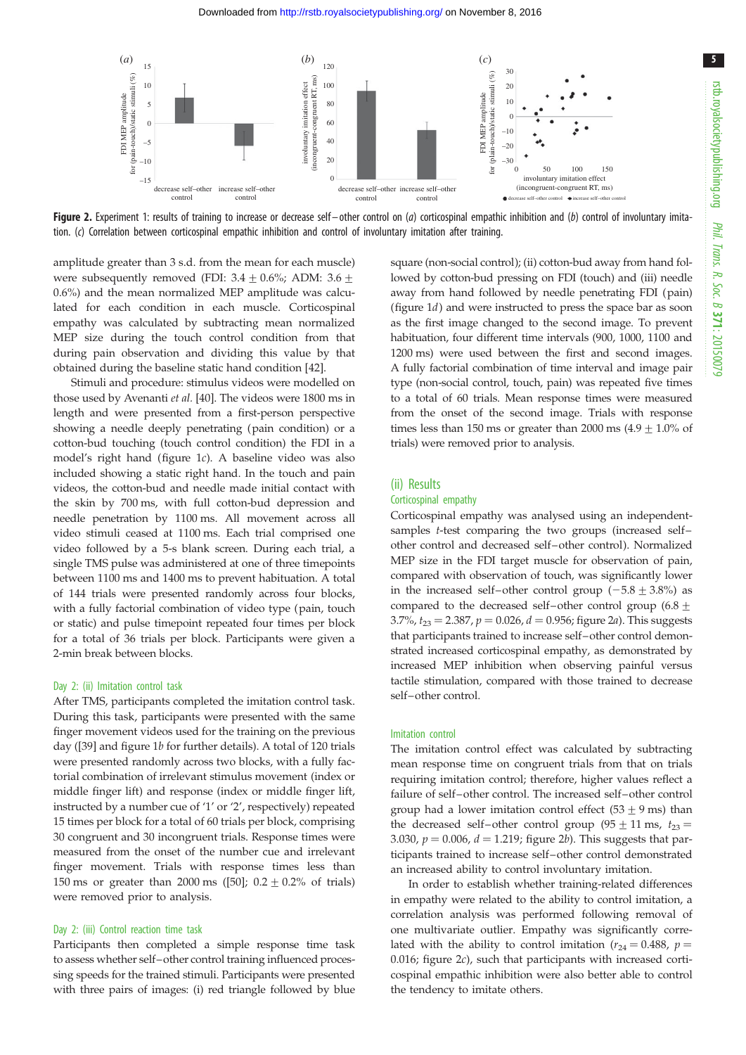**Figure 2.** Experiment 1: results of training to increase or decrease self–other control on (*a*) corticospinal empathic inhibition and (*b*) control of involuntary imitation. (*c*) Correlation between corticospinal empathic inhibition and control of involuntary imitation after training.

amplitude greater than 3 s.d. from the mean for each muscle) were subsequently removed (FDI: 3.4 ± 0.6%; ADM: 3.6 ± 0.6%) and the mean normalized MEP amplitude was calculated for each condition in each muscle. Corticospinal empathy was calculated by subtracting mean normalized MEP size during the touch control condition from that during pain observation and dividing this value by that obtained during the baseline static hand condition [42].

Stimuli and procedure: stimulus videos were modelled on those used by Avenanti *et al.* [40]. The videos were 1800 ms in length and were presented from a first-person perspective showing a needle deeply penetrating (pain condition) or a cotton-bud touching (touch control condition) the FDI in a model's right hand (figure 1*c*). A baseline video was also included showing a static right hand. In the touch and pain videos, the cotton-bud and needle made initial contact with the skin by 700 ms, with full cotton-bud depression and needle penetration by 1100 ms. All movement across all video stimuli ceased at 1100 ms. Each trial comprised one video followed by a 5-s blank screen. During each trial, a single TMS pulse was administered at one of three timepoints between 1100 ms and 1400 ms to prevent habituation. A total of 144 trials were presented randomly across four blocks, with a fully factorial combination of video type (pain, touch or static) and pulse timepoint repeated four times per block for a total of 36 trials per block. Participants were given a 2-min break between blocks.

### Day 2: (ii) Imitation control task

After TMS, participants completed the imitation control task. During this task, participants were presented with the same finger movement videos used for the training on the previous day ([39] and figure 1*b* for further details). A total of 120 trials were presented randomly across two blocks, with a fully factorial combination of irrelevant stimulus movement (index or middle finger lift) and response (index or middle finger lift, instructed by a number cue of '1' or '2', respectively) repeated 15 times per block for a total of 60 trials per block, comprising 30 congruent and 30 incongruent trials. Response times were measured from the onset of the number cue and irrelevant finger movement. Trials with response times less than 150 ms or greater than 2000 ms ([50]; 0.2 ± 0.2% of trials) were removed prior to analysis.

### Day 2: (iii) Control reaction time task

Participants then completed a simple response time task to assess whether self–other control training influenced processing speeds for the trained stimuli. Participants were presented with three pairs of images: (i) red triangle followed by blue square (non-social control); (ii) cotton-bud away from hand followed by cotton-bud pressing on FDI (touch) and (iii) needle away from hand followed by needle penetrating FDI (pain) (figure 1*d*) and were instructed to press the space bar as soon as the first image changed to the second image. To prevent habituation, four different time intervals (900, 1000, 1100 and 1200 ms) were used between the first and second images. A fully factorial combination of time interval and image pair type (non-social control, touch, pain) was repeated five times to a total of 60 trials. Mean response times were measured from the onset of the second image. Trials with response times less than 150 ms or greater than 2000 ms (4.9 ± 1.0% of trials) were removed prior to analysis.

## (ii) Results

### Corticospinal empathy

Corticospinal empathy was analysed using an independent-samples *t*-test comparing the two groups (increased self–other control and decreased self–other control). Normalized MEP size in the FDI target muscle for observation of pain, compared with observation of touch, was significantly lower in the increased self–other control group (−5.8 ± 3.8%) as compared to the decreased self–other control group (6.8 ± 3.7%, $t_{23} = 2.387$, $p = 0.026$, $d = 0.956$; figure 2*a*). This suggests that participants trained to increase self–other control demonstrated increased corticospinal empathy, as demonstrated by increased MEP inhibition when observing painful versus tactile stimulation, compared with those trained to decrease self–other control.

### Imitation control

The imitation control effect was calculated by subtracting mean response time on congruent trials from that on trials requiring imitation control; therefore, higher values reflect a failure of self–other control. The increased self–other control group had a lower imitation control effect (53 ± 9 ms) than the decreased self–other control group (95 ± 11 ms, $t_{23} = 3.030$, $p = 0.006$, $d = 1.219$; figure 2*b*). This suggests that participants trained to increase self–other control demonstrated an increased ability to control involuntary imitation.

In order to establish whether training-related differences in empathy were related to the ability to control imitation, a correlation analysis was performed following removal of one multivariate outlier. Empathy was significantly correlated with the ability to control imitation ($r_{24} = 0.488$, $p = 0.016$; figure 2*c*), such that participants with increased corticospinal empathic inhibition were also better able to control the tendency to imitate others.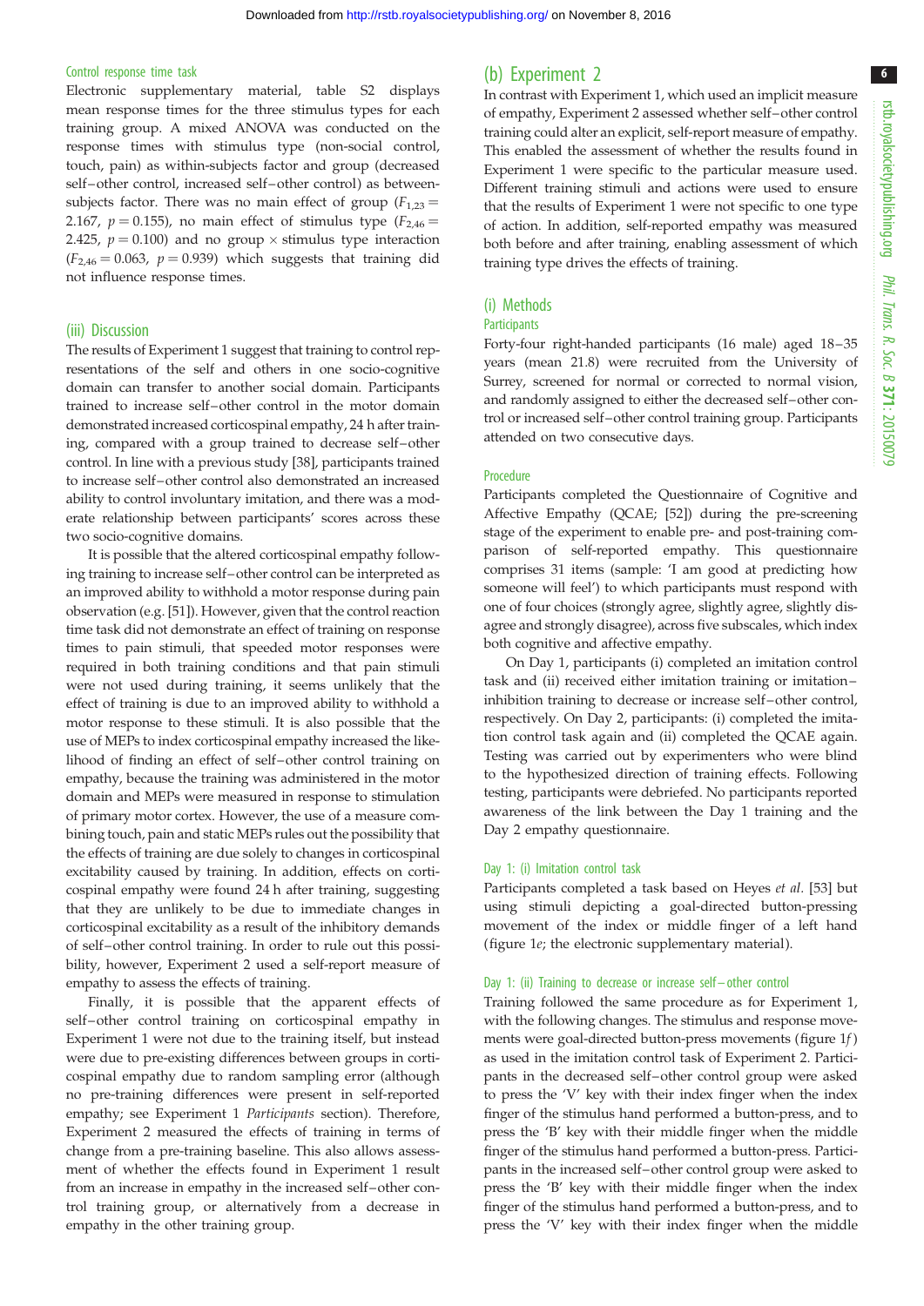#### Control response time task

Electronic supplementary material, table S2 displays mean response times for the three stimulus types for each training group. A mixed ANOVA was conducted on the response times with stimulus type (non-social control, touch, pain) as within-subjects factor and group (decreased self–other control, increased self–other control) as between-subjects factor. There was no main effect of group ($F_{1,23} = 2.167$, $p = 0.155$), no main effect of stimulus type ($F_{2,46} = 2.425$, $p = 0.100$) and no group × stimulus type interaction ($F_{2,46} = 0.063$, $p = 0.939$) which suggests that training did not influence response times.

### (iii) Discussion

The results of Experiment 1 suggest that training to control representations of the self and others in one socio-cognitive domain can transfer to another social domain. Participants trained to increase self–other control in the motor domain demonstrated increased corticospinal empathy, 24 h after training, compared with a group trained to decrease self–other control. In line with a previous study [38], participants trained to increase self–other control also demonstrated an increased ability to control involuntary imitation, and there was a moderate relationship between participants' scores across these two socio-cognitive domains.

It is possible that the altered corticospinal empathy following training to increase self–other control can be interpreted as an improved ability to withhold a motor response during pain observation (e.g. [51]). However, given that the control reaction time task did not demonstrate an effect of training on response times to pain stimuli, that speeded motor responses were required in both training conditions and that pain stimuli were not used during training, it seems unlikely that the effect of training is due to an improved ability to withhold a motor response to these stimuli. It is also possible that the use of MEPs to index corticospinal empathy increased the likelihood of finding an effect of self–other control training on empathy, because the training was administered in the motor domain and MEPs were measured in response to stimulation of primary motor cortex. However, the use of a measure combining touch, pain and static MEPs rules out the possibility that the effects of training are due solely to changes in corticospinal excitability caused by training. In addition, effects on corticospinal empathy were found 24 h after training, suggesting that they are unlikely to be due to immediate changes in corticospinal excitability as a result of the inhibitory demands of self–other control training. In order to rule out this possibility, however, Experiment 2 used a self-report measure of empathy to assess the effects of training.

Finally, it is possible that the apparent effects of self–other control training on corticospinal empathy in Experiment 1 were not due to the training itself, but instead were due to pre-existing differences between groups in corticospinal empathy due to random sampling error (although no pre-training differences were present in self-reported empathy; see Experiment 1 *Participants* section). Therefore, Experiment 2 measured the effects of training in terms of change from a pre-training baseline. This also allows assessment of whether the effects found in Experiment 1 result from an increase in empathy in the increased self–other control training group, or alternatively from a decrease in empathy in the other training group.

## (b) Experiment 2

In contrast with Experiment 1, which used an implicit measure of empathy, Experiment 2 assessed whether self–other control training could alter an explicit, self-report measure of empathy. This enabled the assessment of whether the results found in Experiment 1 were specific to the particular measure used. Different training stimuli and actions were used to ensure that the results of Experiment 1 were not specific to one type of action. In addition, self-reported empathy was measured both before and after training, enabling assessment of which training type drives the effects of training.

### (i) Methods

#### Participants

Forty-four right-handed participants (16 male) aged 18–35 years (mean 21.8) were recruited from the University of Surrey, screened for normal or corrected to normal vision, and randomly assigned to either the decreased self–other control or increased self–other control training group. Participants attended on two consecutive days.

#### Procedure

Participants completed the Questionnaire of Cognitive and Affective Empathy (QCAE; [52]) during the pre-screening stage of the experiment to enable pre- and post-training comparison of self-reported empathy. This questionnaire comprises 31 items (sample: 'I am good at predicting how someone will feel') to which participants must respond with one of four choices (strongly agree, slightly agree, slightly disagree and strongly disagree), across five subscales, which index both cognitive and affective empathy.

On Day 1, participants (i) completed an imitation control task and (ii) received either imitation training or imitation–inhibition training to decrease or increase self–other control, respectively. On Day 2, participants: (i) completed the imitation control task again and (ii) completed the QCAE again. Testing was carried out by experimenters who were blind to the hypothesized direction of training effects. Following testing, participants were debriefed. No participants reported awareness of the link between the Day 1 training and the Day 2 empathy questionnaire.

#### Day 1: (i) Imitation control task

Participants completed a task based on Heyes *et al.* [53] but using stimuli depicting a goal-directed button-pressing movement of the index or middle finger of a left hand (figure 1*e*; the electronic supplementary material).

#### Day 1: (ii) Training to decrease or increase self–other control

Training followed the same procedure as for Experiment 1, with the following changes. The stimulus and response movements were goal-directed button-press movements (figure 1*f*) as used in the imitation control task of Experiment 2. Participants in the decreased self–other control group were asked to press the 'V' key with their index finger when the index finger of the stimulus hand performed a button-press, and to press the 'B' key with their middle finger when the middle finger of the stimulus hand performed a button-press. Participants in the increased self–other control group were asked to press the 'B' key with their middle finger when the index finger of the stimulus hand performed a button-press, and to press the 'V' key with their index finger when the middle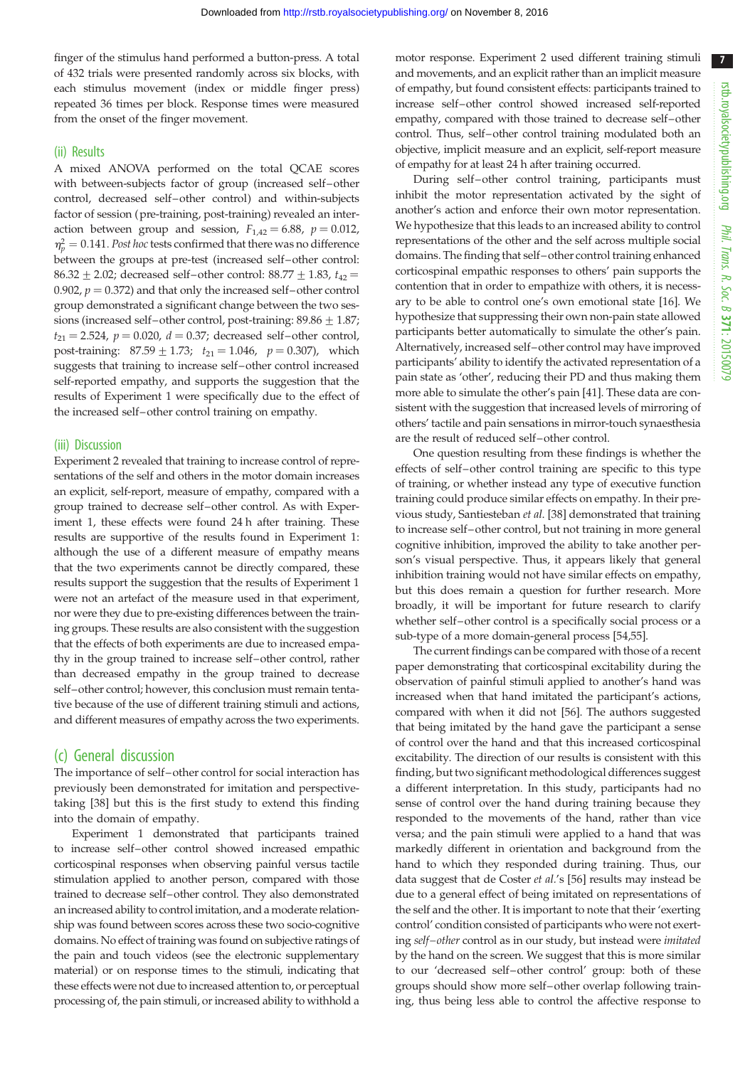finger of the stimulus hand performed a button-press. A total of 432 trials were presented randomly across six blocks, with each stimulus movement (index or middle finger press) repeated 36 times per block. Response times were measured from the onset of the finger movement.

#### (ii) Results

A mixed ANOVA performed on the total QCAE scores with between-subjects factor of group (increased self–other control, decreased self–other control) and within-subjects factor of session (pre-training, post-training) revealed an interaction between group and session, $F_{1,42} = 6.88$, $p = 0.012$, $\eta_p^2 = 0.141$. *Post hoc* tests confirmed that there was no difference between the groups at pre-test (increased self–other control: $86.32 \pm 2.02$; decreased self–other control: $88.77 \pm 1.83$, $t_{42} = 0.902$, $p = 0.372$) and that only the increased self–other control group demonstrated a significant change between the two sessions (increased self–other control, post-training: $89.86 \pm 1.87$; $t_{21} = 2.524$, $p = 0.020$, $d = 0.37$; decreased self–other control, post-training: $87.59 \pm 1.73$; $t_{21} = 1.046$, $p = 0.307$), which suggests that training to increase self–other control increased self-reported empathy, and supports the suggestion that the results of Experiment 1 were specifically due to the effect of the increased self–other control training on empathy.

#### (iii) Discussion

Experiment 2 revealed that training to increase control of representations of the self and others in the motor domain increases an explicit, self-report, measure of empathy, compared with a group trained to decrease self–other control. As with Experiment 1, these effects were found 24 h after training. These results are supportive of the results found in Experiment 1: although the use of a different measure of empathy means that the two experiments cannot be directly compared, these results support the suggestion that the results of Experiment 1 were not an artefact of the measure used in that experiment, nor were they due to pre-existing differences between the training groups. These results are also consistent with the suggestion that the effects of both experiments are due to increased empathy in the group trained to increase self–other control, rather than decreased empathy in the group trained to decrease self–other control; however, this conclusion must remain tentative because of the use of different training stimuli and actions, and different measures of empathy across the two experiments.

### (c) General discussion

The importance of self–other control for social interaction has previously been demonstrated for imitation and perspective-taking [38] but this is the first study to extend this finding into the domain of empathy.

Experiment 1 demonstrated that participants trained to increase self–other control showed increased empathic corticospinal responses when observing painful versus tactile stimulation applied to another person, compared with those trained to decrease self–other control. They also demonstrated an increased ability to control imitation, and a moderate relationship was found between scores across these two socio-cognitive domains. No effect of training was found on subjective ratings of the pain and touch videos (see the electronic supplementary material) or on response times to the stimuli, indicating that these effects were not due to increased attention to, or perceptual processing of, the pain stimuli, or increased ability to withhold a motor response. Experiment 2 used different training stimuli and movements, and an explicit rather than an implicit measure of empathy, but found consistent effects: participants trained to increase self–other control showed increased self-reported empathy, compared with those trained to decrease self–other control. Thus, self–other control training modulated both an objective, implicit measure and an explicit, self-report measure of empathy for at least 24 h after training occurred.

During self–other control training, participants must inhibit the motor representation activated by the sight of another's action and enforce their own motor representation. We hypothesize that this leads to an increased ability to control representations of the other and the self across multiple social domains. The finding that self–other control training enhanced corticospinal empathic responses to others' pain supports the contention that in order to empathize with others, it is necessary to be able to control one's own emotional state [16]. We hypothesize that suppressing their own non-pain state allowed participants better automatically to simulate the other's pain. Alternatively, increased self–other control may have improved participants' ability to identify the activated representation of a pain state as 'other', reducing their PD and thus making them more able to simulate the other's pain [41]. These data are consistent with the suggestion that increased levels of mirroring of others' tactile and pain sensations in mirror-touch synaesthesia are the result of reduced self–other control.

One question resulting from these findings is whether the effects of self–other control training are specific to this type of training, or whether instead any type of executive function training could produce similar effects on empathy. In their previous study, Santiesteban *et al.* [38] demonstrated that training to increase self–other control, but not training in more general cognitive inhibition, improved the ability to take another person's visual perspective. Thus, it appears likely that general inhibition training would not have similar effects on empathy, but this does remain a question for further research. More broadly, it will be important for future research to clarify whether self–other control is a specifically social process or a sub-type of a more domain-general process [54,55].

The current findings can be compared with those of a recent paper demonstrating that corticospinal excitability during the observation of painful stimuli applied to another's hand was increased when that hand imitated the participant's actions, compared with when it did not [56]. The authors suggested that being imitated by the hand gave the participant a sense of control over the hand and that this increased corticospinal excitability. The direction of our results is consistent with this finding, but two significant methodological differences suggest a different interpretation. In this study, participants had no sense of control over the hand during training because they responded to the movements of the hand, rather than vice versa; and the pain stimuli were applied to a hand that was markedly different in orientation and background from the hand to which they responded during training. Thus, our data suggest that de Coster *et al.*'s [56] results may instead be due to a general effect of being imitated on representations of the self and the other. It is important to note that their 'exerting control' condition consisted of participants who were not exerting *self–other* control as in our study, but instead were *imitated* by the hand on the screen. We suggest that this is more similar to our 'decreased self–other control' group: both of these groups should show more self–other overlap following training, thus being less able to control the affective response to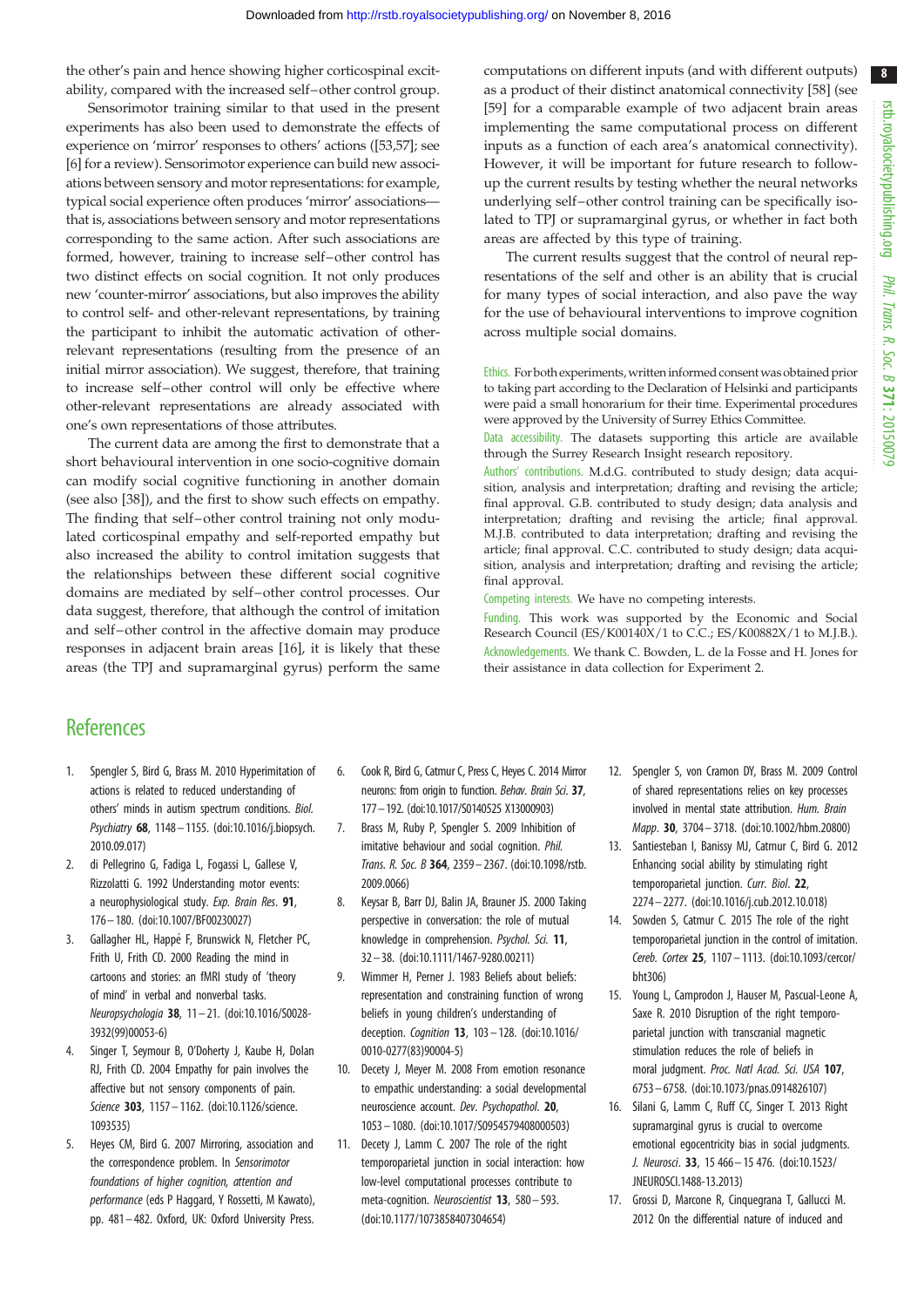the other's pain and hence showing higher corticospinal excitability, compared with the increased self–other control group.

Sensorimotor training similar to that used in the present experiments has also been used to demonstrate the effects of experience on 'mirror' responses to others' actions ([53,57]; see [6] for a review). Sensorimotor experience can build new associations between sensory and motor representations: for example, typical social experience often produces 'mirror' associations—that is, associations between sensory and motor representations corresponding to the same action. After such associations are formed, however, training to increase self–other control has two distinct effects on social cognition. It not only produces new 'counter-mirror' associations, but also improves the ability to control self- and other-relevant representations, by training the participant to inhibit the automatic activation of other-relevant representations (resulting from the presence of an initial mirror association). We suggest, therefore, that training to increase self–other control will only be effective where other-relevant representations are already associated with one's own representations of those attributes.

The current data are among the first to demonstrate that a short behavioural intervention in one socio-cognitive domain can modify social cognitive functioning in another domain (see also [38]), and the first to show such effects on empathy. The finding that self–other control training not only modulated corticospinal empathy and self-reported empathy but also increased the ability to control imitation suggests that the relationships between these different social cognitive domains are mediated by self–other control processes. Our data suggest, therefore, that although the control of imitation and self–other control in the affective domain may produce responses in adjacent brain areas [16], it is likely that these areas (the TPJ and supramarginal gyrus) perform the same computations on different inputs (and with different outputs) as a product of their distinct anatomical connectivity [58] (see [59] for a comparable example of two adjacent brain areas implementing the same computational process on different inputs as a function of each area's anatomical connectivity). However, it will be important for future research to follow-up the current results by testing whether the neural networks underlying self–other control training can be specifically isolated to TPJ or supramarginal gyrus, or whether in fact both areas are affected by this type of training.

The current results suggest that the control of neural representations of the self and other is an ability that is crucial for many types of social interaction, and also pave the way for the use of behavioural interventions to improve cognition across multiple social domains.

Ethics. For both experiments, written informed consent was obtained prior to taking part according to the Declaration of Helsinki and participants were paid a small honorarium for their time. Experimental procedures were approved by the University of Surrey Ethics Committee.

Data accessibility. The datasets supporting this article are available through the Surrey Research Insight research repository.

Authors' contributions. M.d.G. contributed to study design; data acquisition, analysis and interpretation; drafting and revising the article; final approval. G.B. contributed to study design; data analysis and interpretation; drafting and revising the article; final approval. M.J.B. contributed to data interpretation; drafting and revising the article; final approval. C.C. contributed to study design; data acquisition, analysis and interpretation; drafting and revising the article; final approval.

Competing interests. We have no competing interests.

Funding. This work was supported by the Economic and Social Research Council (ES/K00140X/1 to C.C.; ES/K00882X/1 to M.J.B.).

Acknowledgements. We thank C. Bowden, L. de la Fosse and H. Jones for their assistance in data collection for Experiment 2.

## References

1. Spengler S, Bird G, Brass M. 2010 Hyperimitation of actions is related to reduced understanding of others' minds in autism spectrum conditions. *Biol. Psychiatry* **68**, 1148–1155. (doi:10.1016/j.biopsych.2010.09.017)
2. di Pellegrino G, Fadiga L, Fogassi L, Gallese V, Rizzolatti G. 1992 Understanding motor events: a neurophysiological study. *Exp. Brain Res.* **91**, 176–180. (doi:10.1007/BF00230027)
3. Gallagher HL, Happé F, Brunswick N, Fletcher PC, Frith U, Frith CD. 2000 Reading the mind in cartoons and stories: an fMRI study of 'theory of mind' in verbal and nonverbal tasks. *Neuropsychologia* **38**, 11–21. (doi:10.1016/S0028-3932(99)00053-6)
4. Singer T, Seymour B, O'Doherty J, Kaube H, Dolan RJ, Frith CD. 2004 Empathy for pain involves the affective but not sensory components of pain. *Science* **303**, 1157–1162. (doi:10.1126/science.1093535)
5. Heyes CM, Bird G. 2007 Mirroring, association and the correspondence problem. In *Sensorimotor foundations of higher cognition, attention and performance* (eds P Haggard, Y Rossetti, M Kawato), pp. 481–482. Oxford, UK: Oxford University Press.
6. Cook R, Bird G, Catmur C, Press C, Heyes C. 2014 Mirror neurons: from origin to function. *Behav. Brain Sci.* **37**, 177–192. (doi:10.1017/S0140525 X13000903)
7. Brass M, Ruby P, Spengler S. 2009 Inhibition of imitative behaviour and social cognition. *Phil. Trans. R. Soc. B* **364**, 2359–2367. (doi:10.1098/rstb.2009.0066)
8. Keysar B, Barr DJ, Balin JA, Brauner JS. 2000 Taking perspective in conversation: the role of mutual knowledge in comprehension. *Psychol. Sci.* **11**, 32–38. (doi:10.1111/1467-9280.00211)
9. Wimmer H, Perner J. 1983 Beliefs about beliefs: representation and constraining function of wrong beliefs in young children's understanding of deception. *Cognition* **13**, 103–128. (doi:10.1016/0010-0277(83)90004-5)
10. Decety J, Meyer M. 2008 From emotion resonance to empathic understanding: a social developmental neuroscience account. *Dev. Psychopathol.* **20**, 1053–1080. (doi:10.1017/S0954579408000503)
11. Decety J, Lamm C. 2007 The role of the right temporoparietal junction in social interaction: how low-level computational processes contribute to meta-cognition. *Neuroscientist* **13**, 580–593. (doi:10.1177/1073858407304654)
12. Spengler S, von Cramon DY, Brass M. 2009 Control of shared representations relies on key processes involved in mental state attribution. *Hum. Brain Mapp.* **30**, 3704–3718. (doi:10.1002/hbm.20800)
13. Santiesteban I, Banissy MJ, Catmur C, Bird G. 2012 Enhancing social ability by stimulating right temporoparietal junction. *Curr. Biol.* **22**, 2274–2277. (doi:10.1016/j.cub.2012.10.018)
14. Sowden S, Catmur C. 2015 The role of the right temporoparietal junction in the control of imitation. *Cereb. Cortex* **25**, 1107–1113. (doi:10.1093/cercor/bht306)
15. Young L, Camprodon J, Hauser M, Pascual-Leone A, Saxe R. 2010 Disruption of the right temporoparietal junction with transcranial magnetic stimulation reduces the role of beliefs in moral judgment. *Proc. Natl Acad. Sci. USA* **107**, 6753–6758. (doi:10.1073/pnas.0914826107)
16. Silani G, Lamm C, Ruff CC, Singer T. 2013 Right supramarginal gyrus is crucial to overcome emotional egocentricity bias in social judgments. *J. Neurosci.* **33**, 15 466–15 476. (doi:10.1523/JNEUROSCI.1488-13.2013)
17. Grossi D, Marcone R, Cinquegrana T, Gallucci M. 2012 On the differential nature of induced and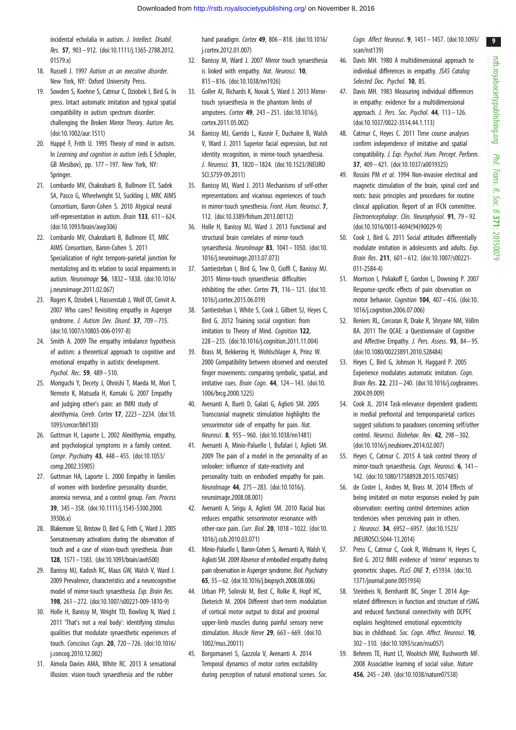incidental echolalia in autism. *J. Intellect. Disabil. Res.* **57**, 903–912. (doi:10.1111/j.1365-2788.2012.01579.x)

18. Russell J. 1997 *Autism as an executive disorder*. New York, NY: Oxford University Press.
19. Sowden S, Koehne S, Catmur C, Dziobek I, Bird G. In press. Intact automatic imitation and typical spatial compatibility in autism spectrum disorder: challenging the Broken Mirror Theory. *Autism Res.* (doi:10.1002/aur.1511)
20. Happé F, Frith U. 1995 Theory of mind in autism. In *Learning and cognition in autism* (eds E Schopler, GB Mesibov), pp. 177–197. New York, NY: Springer.
21. Lombardo MV, Chakrabarti B, Bullmore ET, Sadek SA, Pasco G, Wheelwright SJ, Suckling J, MRC AIMS Consortium, Baron-Cohen S. 2010 Atypical neural self-representation in autism. *Brain* **133**, 611–624. (doi:10.1093/brain/awp306)
22. Lombardo MV, Chakrabarti B, Bullmore ET, MRC AIMS Consortium, Baron-Cohen S. 2011 Specialization of right temporo-parietal junction for mentalizing and its relation to social impairments in autism. *Neuroimage* **56**, 1832–1838. (doi:10.1016/j.neuroimage.2011.02.067)
23. Rogers K, Dziobek I, Hassenstab J, Wolf OT, Convit A. 2007 Who cares? Revisiting empathy in Asperger syndrome. *J. Autism Dev. Disord.* **37**, 709–715. (doi:10.1007/s10803-006-0197-8)
24. Smith A. 2009 The empathy imbalance hypothesis of autism: a theoretical approach to cognitive and emotional empathy in autistic development. *Psychol. Rec.* **59**, 489–510.
25. Moriguchi Y, Decety J, Ohnishi T, Maeda M, Mori T, Nemoto K, Matsuda H, Komaki G. 2007 Empathy and judging other's pain: an fMRI study of alexithymia. *Cereb. Cortex* **17**, 2223–2234. (doi:10.1093/cercor/bhl130)
26. Guttman H, Laporte L. 2002 Alexithymia, empathy, and psychological symptoms in a family context. *Compr. Psychiatry* **43**, 448–455. (doi:10.1053/comp.2002.35905)
27. Guttman HA, Laporte L. 2000 Empathy in families of women with borderline personality disorder, anorexia nervosa, and a control group. *Fam. Process* **39**, 345–358. (doi:10.1111/j.1545-5300.2000.39306.x)
28. Blakemore SJ, Bristow D, Bird G, Frith C, Ward J. 2005 Somatosensory activations during the observation of touch and a case of vision-touch synaesthesia. *Brain* **128**, 1571–1583. (doi:10.1093/brain/awh500)
29. Banissy MJ, Kadosh RC, Maus GW, Walsh V, Ward J. 2009 Prevalence, characteristics and a neurocognitive model of mirror-touch synaesthesia. *Exp. Brain Res.* **198**, 261–272. (doi:10.1007/s00221-009-1810-9)
30. Holle H, Banissy M, Wright TD, Bowling N, Ward J. 2011 'That's not a real body': identifying stimulus qualities that modulate synaesthetic experiences of touch. *Conscious Cogn.* **20**, 720–726. (doi:10.1016/j.concog.2010.12.002)
31. Aimola Davies AMA, White RC. 2013 A sensational illusion: vision-touch synaesthesia and the rubber hand paradigm. *Cortex* **49**, 806–818. (doi:10.1016/j.cortex.2012.01.007)
32. Banissy M, Ward J. 2007 Mirror touch synaesthesia is linked with empathy. *Nat. Neurosci.* **10**, 815–816. (doi:10.1038/nn1926)
33. Goller AI, Richards K, Novak S, Ward J. 2013 Mirror-touch synaesthesia in the phantom limbs of amputees. *Cortex* **49**, 243–251. (doi:10.1016/j.cortex.2011.05.002)
34. Banissy MJ, Garrido L, Kusnir F, Duchaine B, Walsh V, Ward J. 2011 Superior facial expression, but not identity recognition, in mirror-touch synaesthesia. *J. Neurosci.* **31**, 1820–1824. (doi:10.1523/JNEUROSCI.5759-09.2011)
35. Banissy MJ, Ward J. 2013 Mechanisms of self-other representations and vicarious experiences of touch in mirror-touch synesthesia. *Front. Hum. Neurosci.* **7**, 112. (doi:10.3389/fnhum.2013.00112)
36. Holle H, Banissy MJ, Ward J. 2013 Functional and structural brain correlates of mirror-touch synaesthesia. *NeuroImage* **83**, 1041–1050. (doi:10.1016/j.neuroimage.2013.07.073)
37. Santiesteban I, Bird G, Tew O, Cioffi C, Banissy MJ. 2015 Mirror-touch synaesthesia: difficulties inhibiting the other. *Cortex* **71**, 116–121. (doi:10.1016/j.cortex.2015.06.019)
38. Santiesteban I, White S, Cook J, Gilbert SJ, Heyes C, Bird G. 2012 Training social cognition: from imitation to Theory of Mind. *Cognition* **122**, 228–235. (doi:10.1016/j.cognition.2011.11.004)
39. Brass M, Bekkering H, Wohlschlager A, Prinz W. 2000 Compatibility between observed and executed finger movements: comparing symbolic, spatial, and imitative cues. *Brain Cogn.* **44**, 124–143. (doi:10.1006/brcg.2000.1225)
40. Avenanti A, Bueti D, Galati G, Aglioti SM. 2005 Transcranial magnetic stimulation highlights the sensorimotor side of empathy for pain. *Nat. Neurosci.* **8**, 955–960. (doi:10.1038/nn1481)
41. Avenanti A, Minio-Paluello I, Bufalari I, Aglioti SM. 2009 The pain of a model in the personality of an onlooker: influence of state-reactivity and personality traits on embodied empathy for pain. *NeuroImage* **44**, 275–283. (doi:10.1016/j.neuroimage.2008.08.001)
42. Avenanti A, Sirigu A, Aglioti SM. 2010 Racial bias reduces empathic sensorimotor resonance with other-race pain. *Curr. Biol.* **20**, 1018–1022. (doi:10.1016/j.cub.2010.03.071)
43. Minio-Paluello I, Baron-Cohen S, Avenanti A, Walsh V, Aglioti SM. 2009 Absence of embodied empathy during pain observation in Asperger syndrome. *Biol. Psychiatry* **65**, 55–62. (doi:10.1016/j.biopsych.2008.08.006)
44. Urban PP, Solinski M, Best C, Rolke R, Hopf HC, Dieterich M. 2004 Different short-term modulation of cortical motor output to distal and proximal upper-limb muscles during painful sensory nerve stimulation. *Muscle Nerve* **29**, 663–669. (doi:10.1002/mus.20011)
45. Borgomaneri S, Gazzola V, Avenanti A. 2014 Temporal dynamics of motor cortex excitability during perception of natural emotional scenes. *Soc. Cogn. Affect Neurosci.* **9**, 1451–1457. (doi:10.1093/scan/nst139)
46. Davis MH. 1980 A multidimensional approach to individual differences in empathy. *JSAS Catalog Selected Doc. Psychol.* **10**, 85.
47. Davis MH. 1983 Measuring individual differences in empathy: evidence for a multidimensional approach. *J. Pers. Soc. Psychol.* **44**, 113–126. (doi:10.1037/0022-3514.44.1.113)
48. Catmur C, Heyes C. 2011 Time course analyses confirm independence of imitative and spatial compatibility. *J. Exp. Psychol. Hum. Percept. Perform.* **37**, 409–421. (doi:10.1037/a0019325)
49. Rossini PM *et al.* 1994 Non-invasive electrical and magnetic stimulation of the brain, spinal cord and roots: basic principles and procedures for routine clinical application. Report of an IFCN committee. *Electroencephalogr. Clin. Neurophysiol.* **91**, 79–92. (doi:10.1016/0013-4694(94)90029-9)
50. Cook J, Bird G. 2011 Social attitudes differentially modulate imitation in adolescents and adults. *Exp. Brain Res.* **211**, 601–612. (doi:10.1007/s00221-011-2584-4)
51. Morrison I, Poliakoff E, Gordon L, Downing P. 2007 Response-specific effects of pain observation on motor behavior. *Cognition* **104**, 407–416. (doi:10.1016/j.cognition.2006.07.006)
52. Reniers RL, Corcoran R, Drake R, Shryane NM, Völlm BA. 2011 The QCAE: a Questionnaire of Cognitive and Affective Empathy. *J. Pers. Assess.* **93**, 84–95. (doi:10.1080/00223891.2010.528484)
53. Heyes C, Bird G, Johnson H, Haggard P. 2005 Experience modulates automatic imitation. *Cogn. Brain Res.* **22**, 233–240. (doi:10.1016/j.cogbrainres.2004.09.009)
54. Cook JL. 2014 Task-relevance dependent gradients in medial prefrontal and temporoparietal cortices suggest solutions to paradoxes concerning self/other control. *Neurosci. Biobehav. Rev.* **42**, 298–302. (doi:10.1016/j.neubiorev.2014.02.007)
55. Heyes C, Catmur C. 2015 A task control theory of mirror-touch synaesthesia. *Cogn. Neurosci.* **6**, 141–142. (doi:10.1080/17588928.2015.1057485)
56. de Coster L, Andres M, Brass M. 2014 Effects of being imitated on motor responses evoked by pain observation: exerting control determines action tendencies when perceiving pain in others. *J. Neurosci.* **34**, 6952–6957. (doi:10.1523/JNEUROSCI.5044-13.2014)
57. Press C, Catmur C, Cook R, Widmann H, Heyes C, Bird G. 2012 fMRI evidence of 'mirror' responses to geometric shapes. *PLoS ONE* **7**, e51934. (doi:10.1371/journal.pone.0051934)
58. Steinbeis N, Bernhardt BC, Singer T. 2014 Age-related differences in function and structure of rSMG and reduced functional connectivity with DLPFC explains heightened emotional egocentricity bias in childhood. *Soc. Cogn. Affect. Neurosci.* **10**, 302–310. (doi:10.1093/scan/nsu057)
59. Behrens TE, Hunt LT, Woolrich MW, Rushworth MF. 2008 Associative learning of social value. *Nature* **456**, 245–249. (doi:10.1038/nature07538)